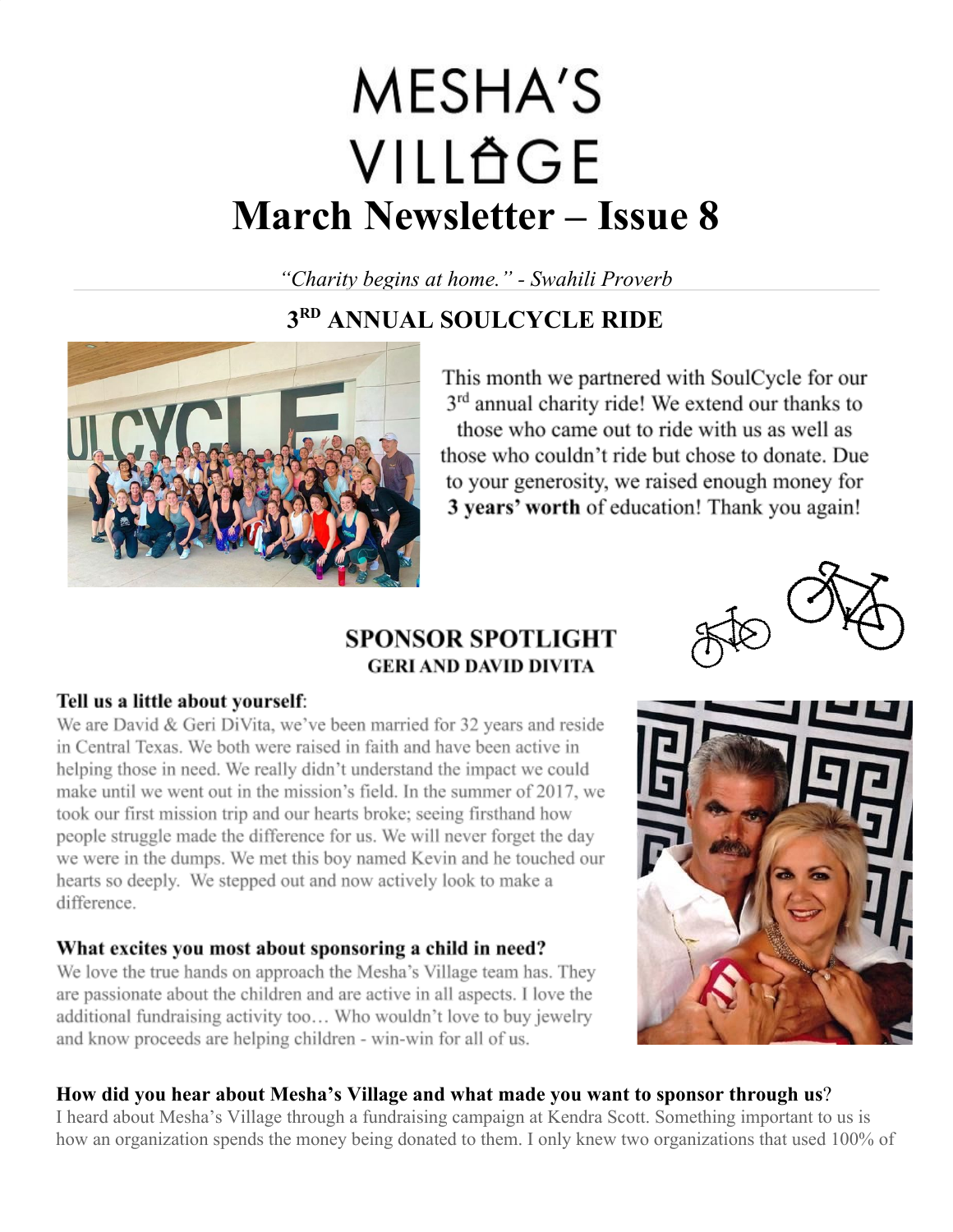# MESHA'S VILLAGE

# March Newsletter – Issue 8

*"Charity begins at home." - Swahili Proverb*

## 3RD ANNUAL SOULCYCLE RIDE

This month we partnered with SoulCycle for our 3rd annual charity ride! We extend our thanks to those who came out to ride with us as well as those who couldn't ride but chose to donate. Due to your generosity, we raised enough money for **3 years' worth** of education! Thank you again!

## SPONSOR SPOTLIGHT

### GERI AND DAVID DIVITA

**Tell us a little about yourself**:

We are David & Geri DiVita, we've been married for 32 years and reside in Central Texas. We both were raised in faith and have been active in helping those in need. We really didn't understand the impact we could make until we went out in the mission's field. In the summer of 2017, we took our first mission trip and our hearts broke; seeing firsthand how people struggle made the difference for us. We will never forget the day we were in the dumps. We met this boy named Kevin and he touched our hearts so deeply. We stepped out and now actively look to make a difference.

**What excites you most about sponsoring a child in need?**

We love the true hands on approach the Mesha's Village team has. They are passionate about the children and are active in all aspects. I love the additional fundraising activity too… Who wouldn't love to buy jewelry and know proceeds are helping children - win-win for all of us.

**How did you hear about Mesha's Village and what made you want to sponsor through us**?

I heard about Mesha's Village through a fundraising campaign at Kendra Scott. Something important to us is how an organization spends the money being donated to them. I only knew two organizations that used 100% of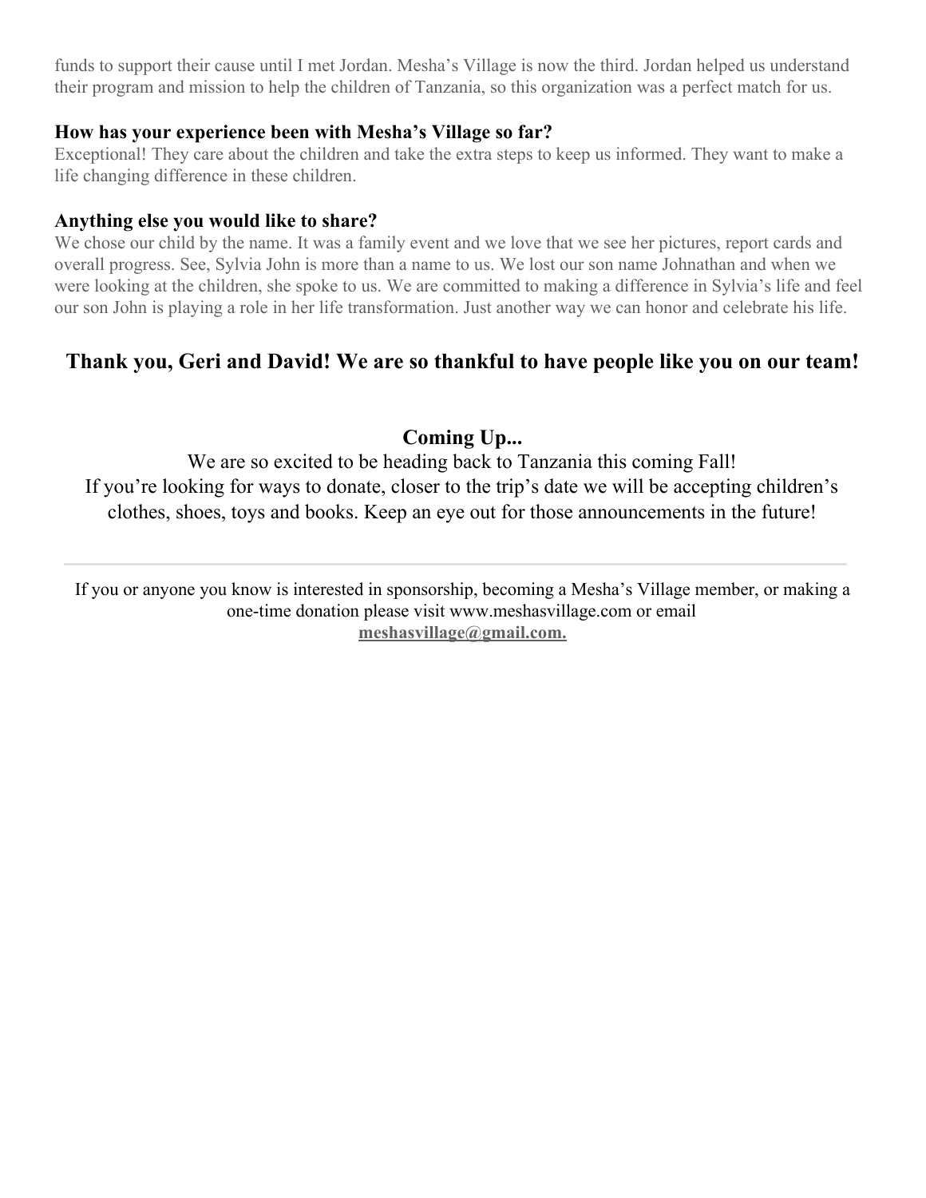funds to support their cause until I met Jordan. Mesha's Village is now the third. Jordan helped us understand their program and mission to help the children of Tanzania, so this organization was a perfect match for us.

### How has your experience been with Mesha's Village so far?

Exceptional! They care about the children and take the extra steps to keep us informed. They want to make a life changing difference in these children.

### Anything else you would like to share?

We chose our child by the name. It was a family event and we love that we see her pictures, report cards and overall progress. See, Sylvia John is more than a name to us. We lost our son name Johnathan and when we were looking at the children, she spoke to us. We are committed to making a difference in Sylvia's life and feel our son John is playing a role in her life transformation. Just another way we can honor and celebrate his life.

## Thank you, Geri and David! We are so thankful to have people like you on our team!

### Coming Up...

We are so excited to be heading back to Tanzania this coming Fall!
If you're looking for ways to donate, closer to the trip's date we will be accepting children's clothes, shoes, toys and books. Keep an eye out for those announcements in the future!

---

If you or anyone you know is interested in sponsorship, becoming a Mesha's Village member, or making a one-time donation please visit www.meshasvillage.com or email **meshasvillage@gmail.com.**